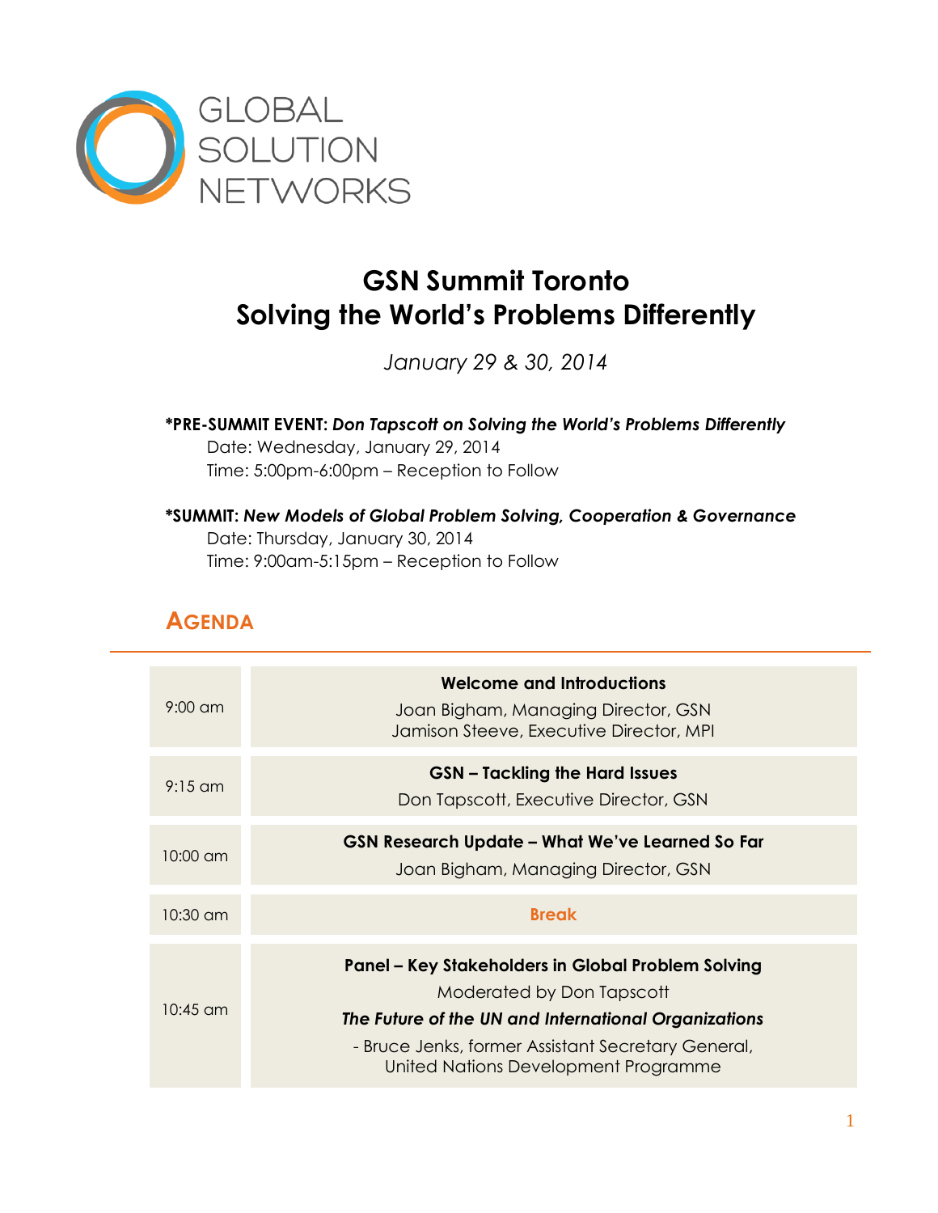GLOBAL SOLUTION NETWORKS

# GSN Summit Toronto
# Solving the World's Problems Differently

*January 29 & 30, 2014*

**\*PRE-SUMMIT EVENT:** ***Don Tapscott on Solving the World's Problems Differently***
Date: Wednesday, January 29, 2014
Time: 5:00pm-6:00pm – Reception to Follow

**\*SUMMIT:** ***New Models of Global Problem Solving, Cooperation & Governance***
Date: Thursday, January 30, 2014
Time: 9:00am-5:15pm – Reception to Follow

## AGENDA

| Time | Session |
|---|---|
| 9:00 am | **Welcome and Introductions**<br>Joan Bigham, Managing Director, GSN<br>Jamison Steeve, Executive Director, MPI |
| 9:15 am | **GSN – Tackling the Hard Issues**<br>Don Tapscott, Executive Director, GSN |
| 10:00 am | **GSN Research Update – What We've Learned So Far**<br>Joan Bigham, Managing Director, GSN |
| 10:30 am | **Break** |
| 10:45 am | **Panel – Key Stakeholders in Global Problem Solving**<br>Moderated by Don Tapscott<br>***The Future of the UN and International Organizations***<br>- Bruce Jenks, former Assistant Secretary General, United Nations Development Programme |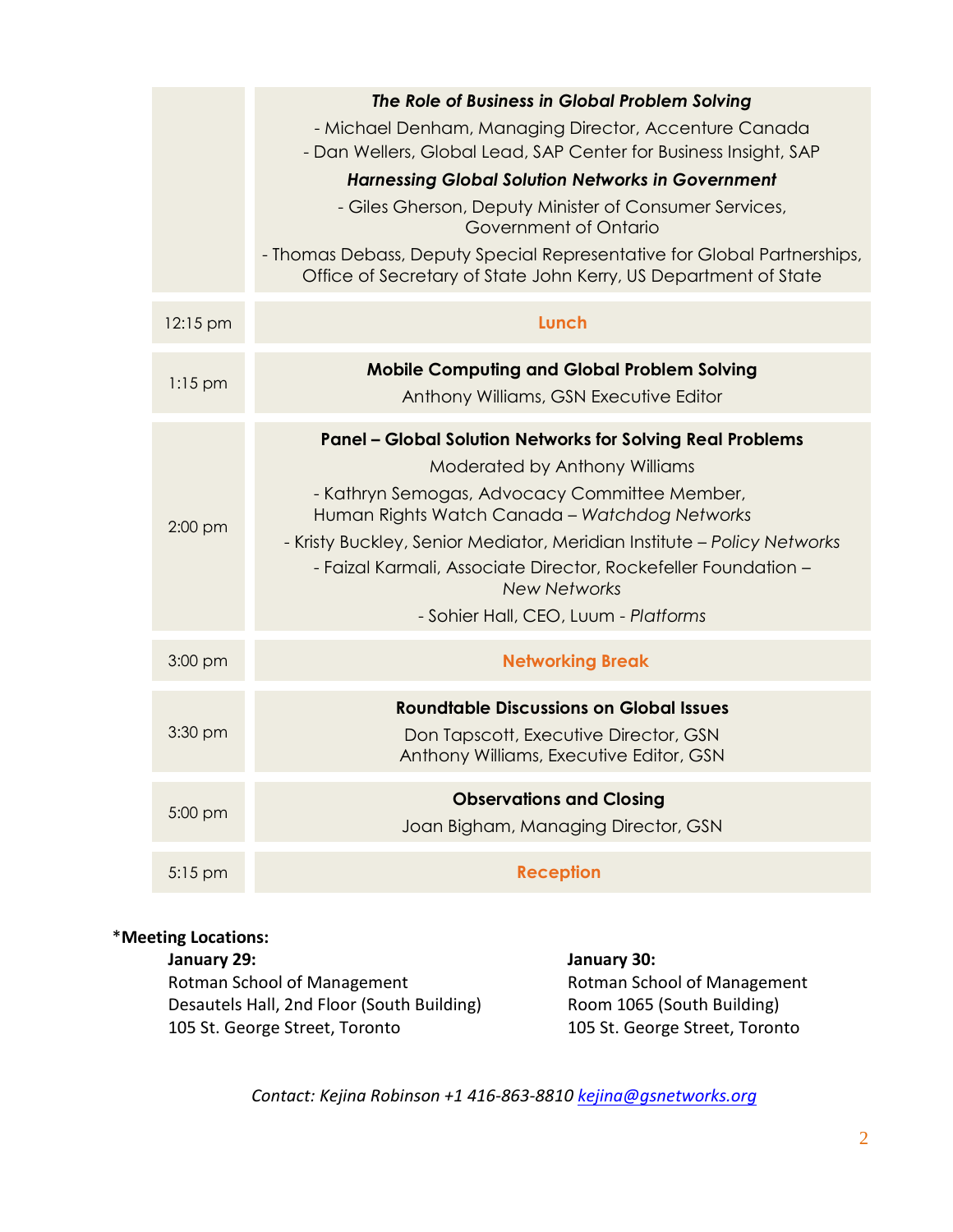| | |
|---|---|
| | ***The Role of Business in Global Problem Solving*** <br> - Michael Denham, Managing Director, Accenture Canada <br> - Dan Wellers, Global Lead, SAP Center for Business Insight, SAP <br> ***Harnessing Global Solution Networks in Government*** <br> - Giles Gherson, Deputy Minister of Consumer Services, Government of Ontario <br> - Thomas Debass, Deputy Special Representative for Global Partnerships, Office of Secretary of State John Kerry, US Department of State |
| 12:15 pm | **Lunch** |
| 1:15 pm | **Mobile Computing and Global Problem Solving** <br> Anthony Williams, GSN Executive Editor |
| 2:00 pm | **Panel – Global Solution Networks for Solving Real Problems** <br> Moderated by Anthony Williams <br> - Kathryn Semogas, Advocacy Committee Member, Human Rights Watch Canada – *Watchdog Networks* <br> - Kristy Buckley, Senior Mediator, Meridian Institute – *Policy Networks* <br> - Faizal Karmali, Associate Director, Rockefeller Foundation – *New Networks* <br> - Sohier Hall, CEO, Luum - *Platforms* |
| 3:00 pm | **Networking Break** |
| 3:30 pm | **Roundtable Discussions on Global Issues** <br> Don Tapscott, Executive Director, GSN <br> Anthony Williams, Executive Editor, GSN |
| 5:00 pm | **Observations and Closing** <br> Joan Bigham, Managing Director, GSN |
| 5:15 pm | **Reception** |

*__Meeting Locations:__

**January 29:**
Rotman School of Management
Desautels Hall, 2nd Floor (South Building)
105 St. George Street, Toronto

**January 30:**
Rotman School of Management
Room 1065 (South Building)
105 St. George Street, Toronto

*Contact: Kejina Robinson +1 416-863-8810 kejina@gsnetworks.org*